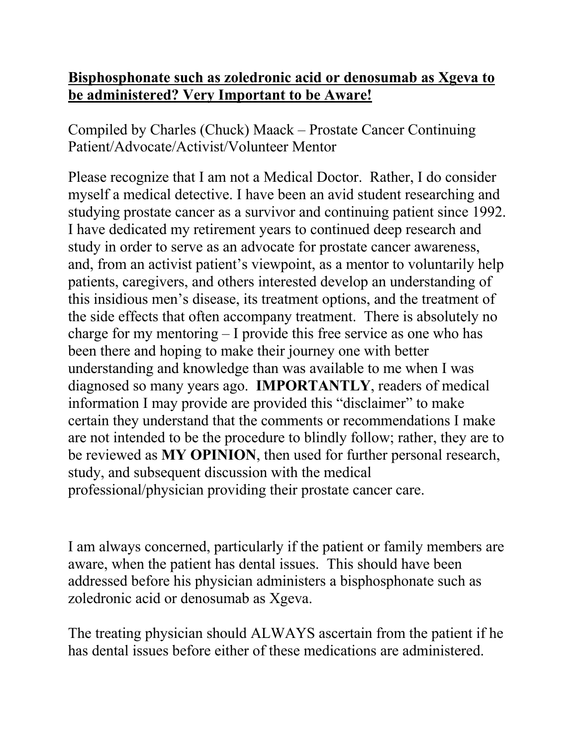**Bisphosphonate such as zoledronic acid or denosumab as Xgeva to be administered? Very Important to be Aware!**

Compiled by Charles (Chuck) Maack – Prostate Cancer Continuing Patient/Advocate/Activist/Volunteer Mentor

Please recognize that I am not a Medical Doctor. Rather, I do consider myself a medical detective. I have been an avid student researching and studying prostate cancer as a survivor and continuing patient since 1992. I have dedicated my retirement years to continued deep research and study in order to serve as an advocate for prostate cancer awareness, and, from an activist patient's viewpoint, as a mentor to voluntarily help patients, caregivers, and others interested develop an understanding of this insidious men's disease, its treatment options, and the treatment of the side effects that often accompany treatment. There is absolutely no charge for my mentoring – I provide this free service as one who has been there and hoping to make their journey one with better understanding and knowledge than was available to me when I was diagnosed so many years ago. **IMPORTANTLY**, readers of medical information I may provide are provided this "disclaimer" to make certain they understand that the comments or recommendations I make are not intended to be the procedure to blindly follow; rather, they are to be reviewed as **MY OPINION**, then used for further personal research, study, and subsequent discussion with the medical professional/physician providing their prostate cancer care.

I am always concerned, particularly if the patient or family members are aware, when the patient has dental issues. This should have been addressed before his physician administers a bisphosphonate such as zoledronic acid or denosumab as Xgeva.

The treating physician should ALWAYS ascertain from the patient if he has dental issues before either of these medications are administered.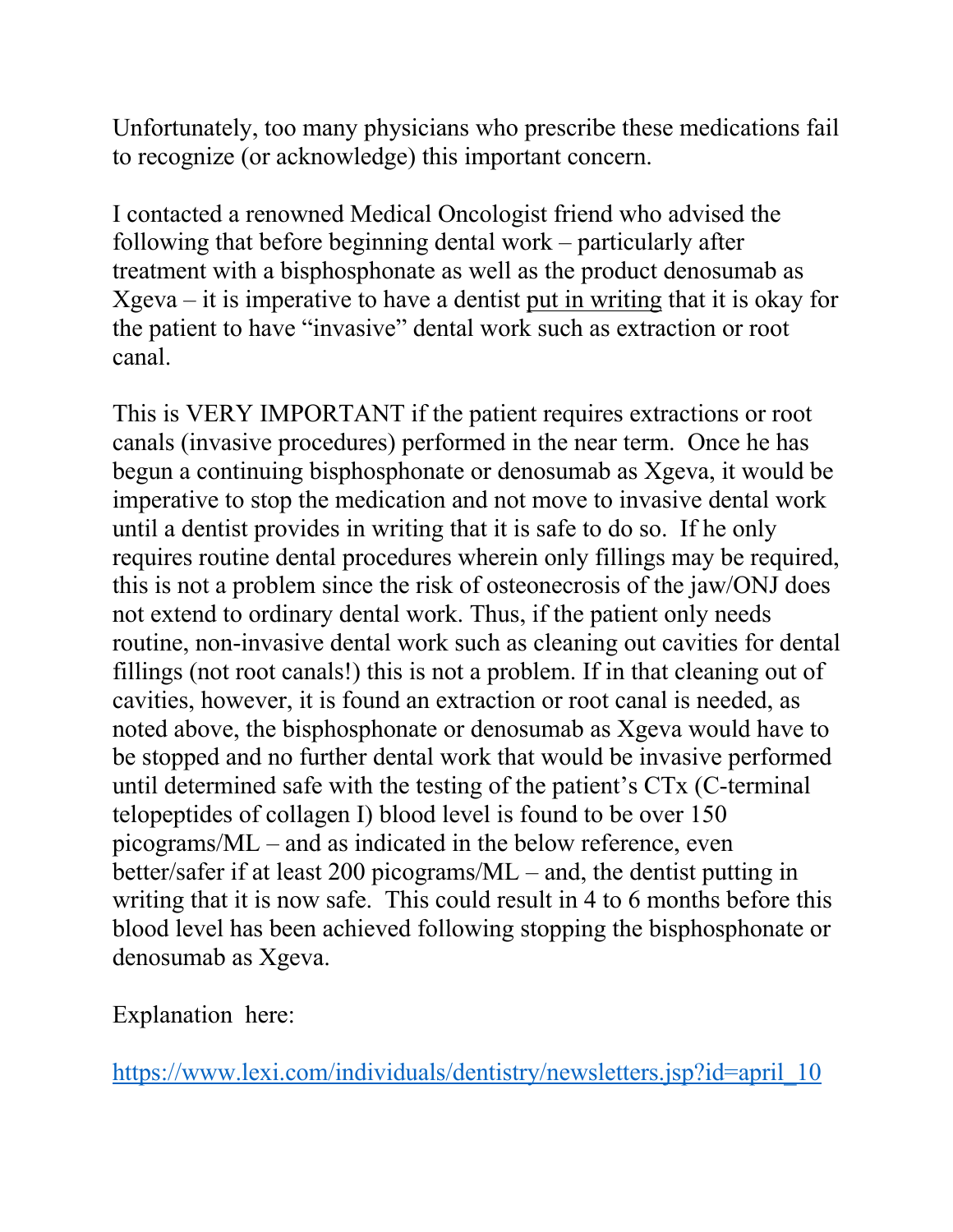Unfortunately, too many physicians who prescribe these medications fail to recognize (or acknowledge) this important concern.

I contacted a renowned Medical Oncologist friend who advised the following that before beginning dental work – particularly after treatment with a bisphosphonate as well as the product denosumab as Xgeva – it is imperative to have a dentist <u>put in writing</u> that it is okay for the patient to have "invasive" dental work such as extraction or root canal.

This is VERY IMPORTANT if the patient requires extractions or root canals (invasive procedures) performed in the near term. Once he has begun a continuing bisphosphonate or denosumab as Xgeva, it would be imperative to stop the medication and not move to invasive dental work until a dentist provides in writing that it is safe to do so. If he only requires routine dental procedures wherein only fillings may be required, this is not a problem since the risk of osteonecrosis of the jaw/ONJ does not extend to ordinary dental work. Thus, if the patient only needs routine, non-invasive dental work such as cleaning out cavities for dental fillings (not root canals!) this is not a problem. If in that cleaning out of cavities, however, it is found an extraction or root canal is needed, as noted above, the bisphosphonate or denosumab as Xgeva would have to be stopped and no further dental work that would be invasive performed until determined safe with the testing of the patient's CTx (C-terminal telopeptides of collagen I) blood level is found to be over 150 picograms/ML – and as indicated in the below reference, even better/safer if at least 200 picograms/ML – and, the dentist putting in writing that it is now safe. This could result in 4 to 6 months before this blood level has been achieved following stopping the bisphosphonate or denosumab as Xgeva.

Explanation here:

[https://www.lexi.com/individuals/dentistry/newsletters.jsp?id=april_10](https://www.lexi.com/individuals/dentistry/newsletters.jsp?id=april_10)